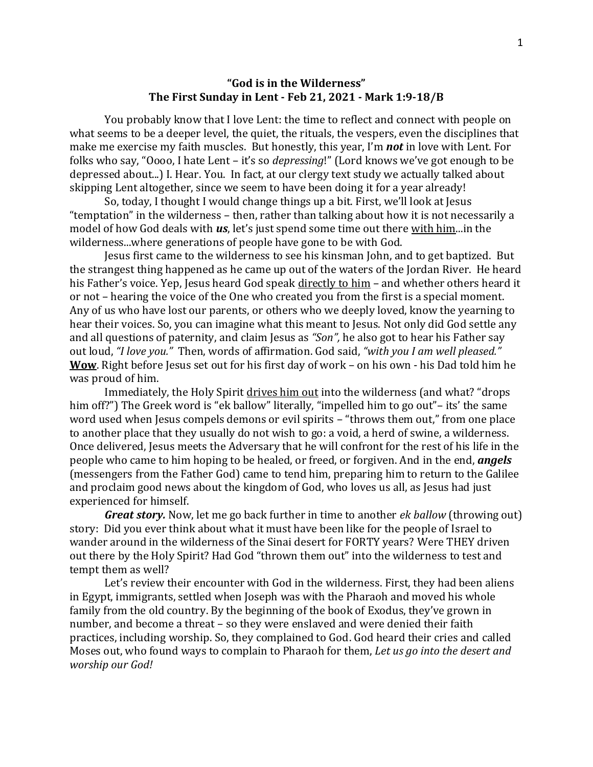**"God is in the Wilderness"**
**The First Sunday in Lent - Feb 21, 2021 - Mark 1:9-18/B**

You probably know that I love Lent: the time to reflect and connect with people on what seems to be a deeper level, the quiet, the rituals, the vespers, even the disciplines that make me exercise my faith muscles. But honestly, this year, I'm ***not*** in love with Lent. For folks who say, "Oooo, I hate Lent – it's so *depressing*!" (Lord knows we've got enough to be depressed about...) I. Hear. You. In fact, at our clergy text study we actually talked about skipping Lent altogether, since we seem to have been doing it for a year already!

So, today, I thought I would change things up a bit. First, we'll look at Jesus "temptation" in the wilderness – then, rather than talking about how it is not necessarily a model of how God deals with ***us***, let's just spend some time out there <u>with him</u>...in the wilderness...where generations of people have gone to be with God.

Jesus first came to the wilderness to see his kinsman John, and to get baptized. But the strangest thing happened as he came up out of the waters of the Jordan River. He heard his Father's voice. Yep, Jesus heard God speak <u>directly to him</u> – and whether others heard it or not – hearing the voice of the One who created you from the first is a special moment. Any of us who have lost our parents, or others who we deeply loved, know the yearning to hear their voices. So, you can imagine what this meant to Jesus. Not only did God settle any and all questions of paternity, and claim Jesus as *"Son",* he also got to hear his Father say out loud, *"I love you."* Then, words of affirmation. God said, *"with you I am well pleased."* <u>**Wow**</u>. Right before Jesus set out for his first day of work – on his own - his Dad told him he was proud of him.

Immediately, the Holy Spirit <u>drives him out</u> into the wilderness (and what? "drops him off?") The Greek word is "ek ballow" literally, "impelled him to go out"– its' the same word used when Jesus compels demons or evil spirits – "throws them out," from one place to another place that they usually do not wish to go: a void, a herd of swine, a wilderness. Once delivered, Jesus meets the Adversary that he will confront for the rest of his life in the people who came to him hoping to be healed, or freed, or forgiven. And in the end, ***angels*** (messengers from the Father God) came to tend him, preparing him to return to the Galilee and proclaim good news about the kingdom of God, who loves us all, as Jesus had just experienced for himself.

***Great story.*** Now, let me go back further in time to another *ek ballow* (throwing out) story: Did you ever think about what it must have been like for the people of Israel to wander around in the wilderness of the Sinai desert for FORTY years? Were THEY driven out there by the Holy Spirit? Had God "thrown them out" into the wilderness to test and tempt them as well?

Let's review their encounter with God in the wilderness. First, they had been aliens in Egypt, immigrants, settled when Joseph was with the Pharaoh and moved his whole family from the old country. By the beginning of the book of Exodus, they've grown in number, and become a threat – so they were enslaved and were denied their faith practices, including worship. So, they complained to God. God heard their cries and called Moses out, who found ways to complain to Pharaoh for them, *Let us go into the desert and worship our God!*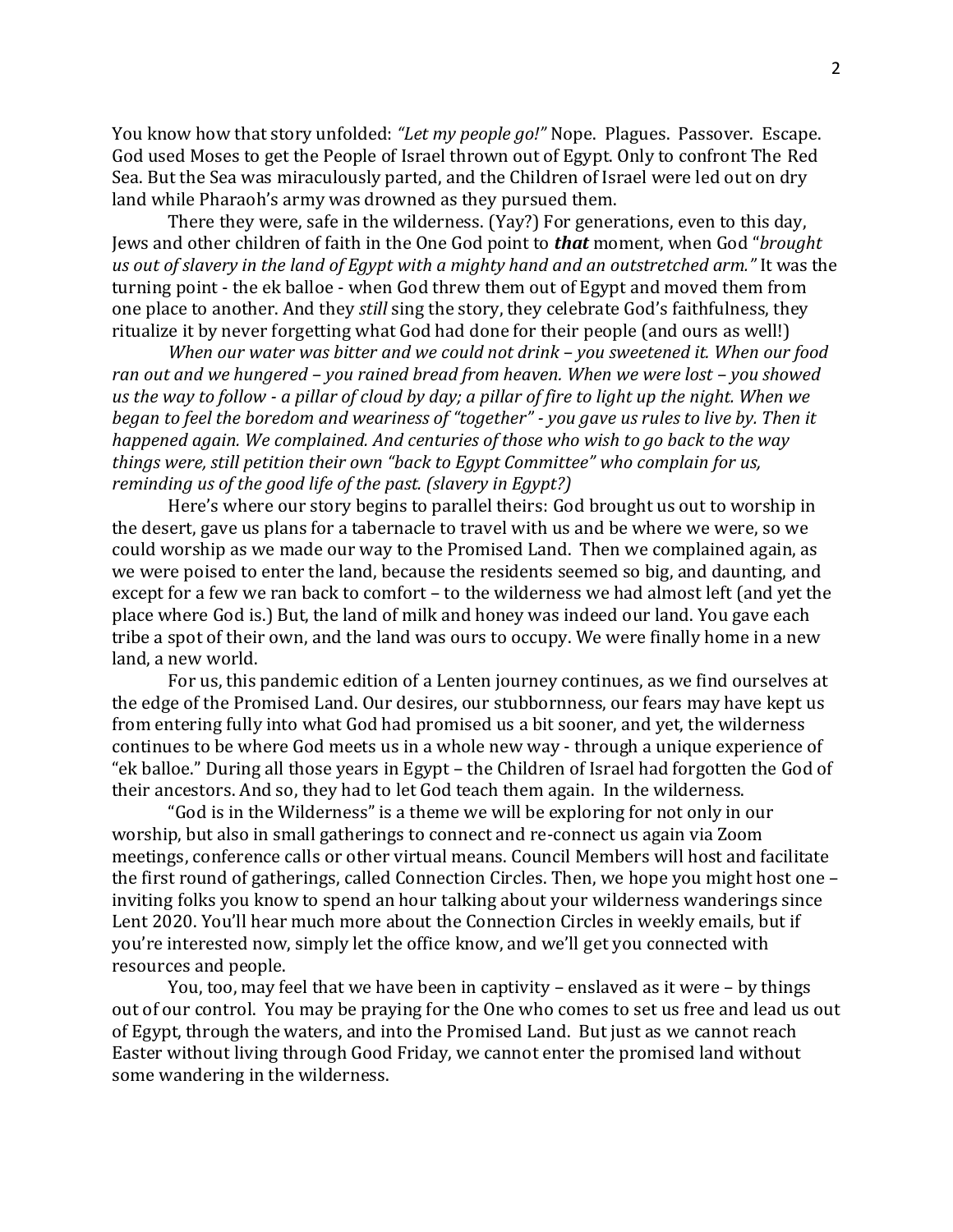You know how that story unfolded: *"Let my people go!"* Nope. Plagues. Passover. Escape. God used Moses to get the People of Israel thrown out of Egypt. Only to confront The Red Sea. But the Sea was miraculously parted, and the Children of Israel were led out on dry land while Pharaoh's army was drowned as they pursued them.

There they were, safe in the wilderness. (Yay?) For generations, even to this day, Jews and other children of faith in the One God point to ***that*** moment, when God "*brought us out of slavery in the land of Egypt with a mighty hand and an outstretched arm."* It was the turning point - the ek balloe - when God threw them out of Egypt and moved them from one place to another. And they *still* sing the story, they celebrate God's faithfulness, they ritualize it by never forgetting what God had done for their people (and ours as well!)

*When our water was bitter and we could not drink – you sweetened it. When our food ran out and we hungered – you rained bread from heaven. When we were lost – you showed us the way to follow - a pillar of cloud by day; a pillar of fire to light up the night. When we began to feel the boredom and weariness of "together" - you gave us rules to live by. Then it happened again. We complained. And centuries of those who wish to go back to the way things were, still petition their own "back to Egypt Committee" who complain for us, reminding us of the good life of the past. (slavery in Egypt?)*

Here's where our story begins to parallel theirs: God brought us out to worship in the desert, gave us plans for a tabernacle to travel with us and be where we were, so we could worship as we made our way to the Promised Land. Then we complained again, as we were poised to enter the land, because the residents seemed so big, and daunting, and except for a few we ran back to comfort – to the wilderness we had almost left (and yet the place where God is.) But, the land of milk and honey was indeed our land. You gave each tribe a spot of their own, and the land was ours to occupy. We were finally home in a new land, a new world.

For us, this pandemic edition of a Lenten journey continues, as we find ourselves at the edge of the Promised Land. Our desires, our stubbornness, our fears may have kept us from entering fully into what God had promised us a bit sooner, and yet, the wilderness continues to be where God meets us in a whole new way - through a unique experience of "ek balloe." During all those years in Egypt – the Children of Israel had forgotten the God of their ancestors. And so, they had to let God teach them again. In the wilderness.

"God is in the Wilderness" is a theme we will be exploring for not only in our worship, but also in small gatherings to connect and re-connect us again via Zoom meetings, conference calls or other virtual means. Council Members will host and facilitate the first round of gatherings, called Connection Circles. Then, we hope you might host one – inviting folks you know to spend an hour talking about your wilderness wanderings since Lent 2020. You'll hear much more about the Connection Circles in weekly emails, but if you're interested now, simply let the office know, and we'll get you connected with resources and people.

You, too, may feel that we have been in captivity – enslaved as it were – by things out of our control. You may be praying for the One who comes to set us free and lead us out of Egypt, through the waters, and into the Promised Land. But just as we cannot reach Easter without living through Good Friday, we cannot enter the promised land without some wandering in the wilderness.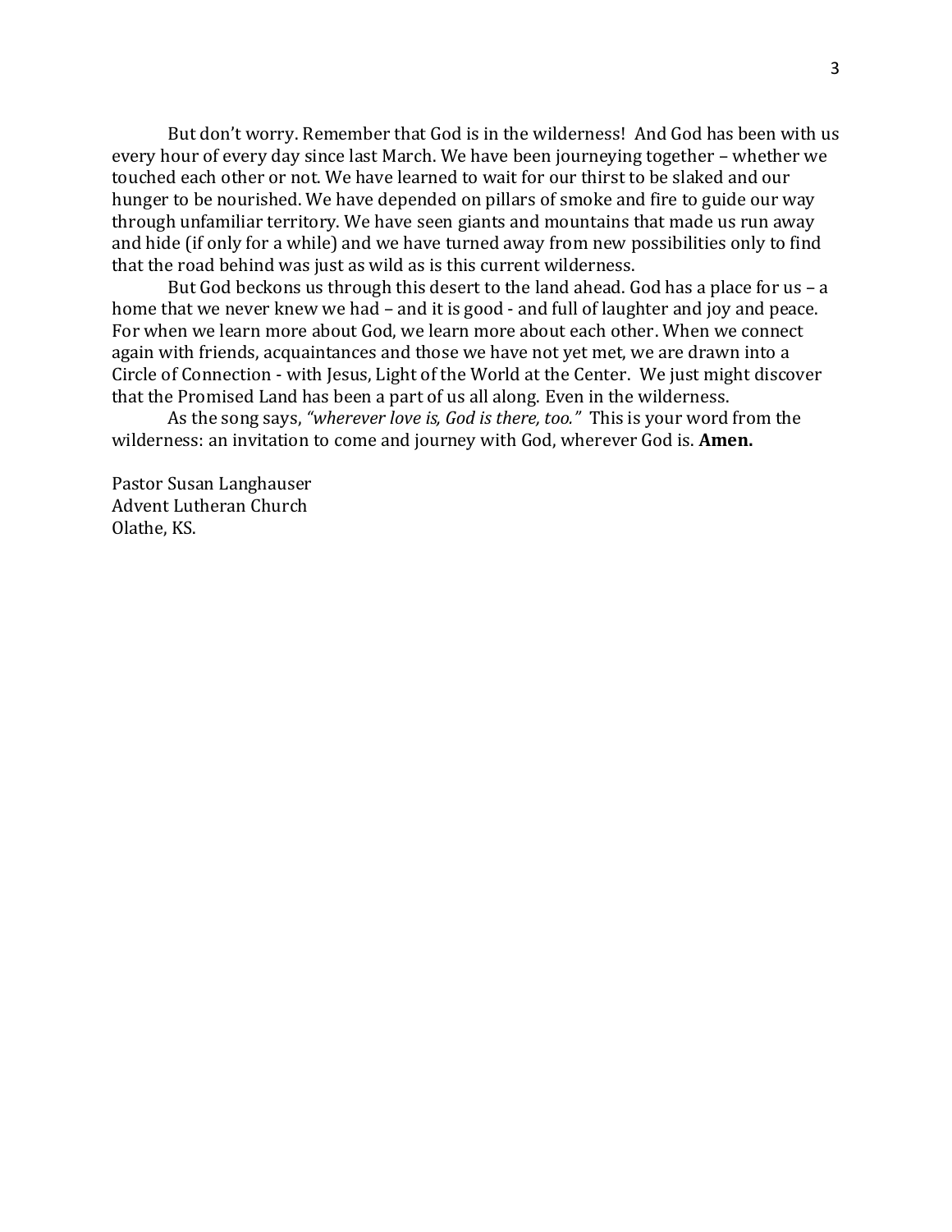But don't worry. Remember that God is in the wilderness! And God has been with us every hour of every day since last March. We have been journeying together – whether we touched each other or not. We have learned to wait for our thirst to be slaked and our hunger to be nourished. We have depended on pillars of smoke and fire to guide our way through unfamiliar territory. We have seen giants and mountains that made us run away and hide (if only for a while) and we have turned away from new possibilities only to find that the road behind was just as wild as is this current wilderness.

But God beckons us through this desert to the land ahead. God has a place for us – a home that we never knew we had – and it is good - and full of laughter and joy and peace. For when we learn more about God, we learn more about each other. When we connect again with friends, acquaintances and those we have not yet met, we are drawn into a Circle of Connection - with Jesus, Light of the World at the Center. We just might discover that the Promised Land has been a part of us all along. Even in the wilderness.

As the song says, *"wherever love is, God is there, too."* This is your word from the wilderness: an invitation to come and journey with God, wherever God is. **Amen.**

Pastor Susan Langhauser
Advent Lutheran Church
Olathe, KS.